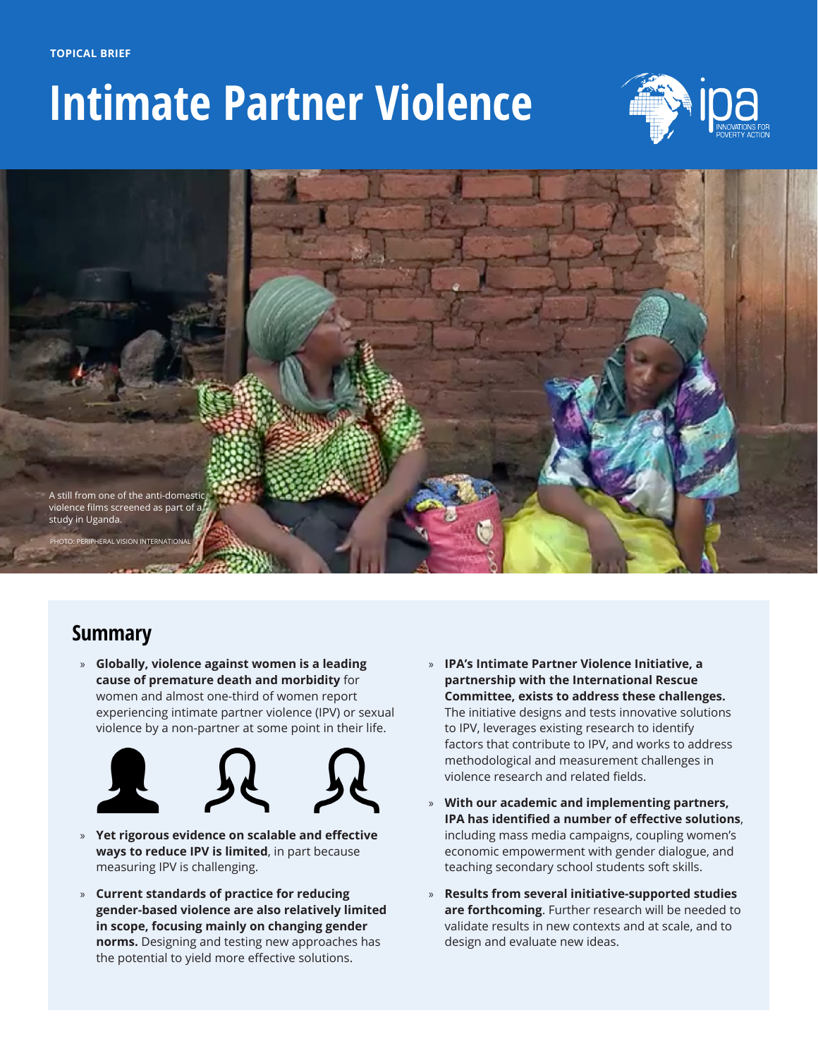TOPICAL BRIEF

# Intimate Partner Violence

A still from one of the anti-domestic violence films screened as part of a study in Uganda.

PHOTO: PERIPHERAL VISION INTERNATIONAL

## Summary

- **Globally, violence against women is a leading cause of premature death and morbidity** for women and almost one-third of women report experiencing intimate partner violence (IPV) or sexual violence by a non-partner at some point in their life.
- **Yet rigorous evidence on scalable and effective ways to reduce IPV is limited**, in part because measuring IPV is challenging.
- **Current standards of practice for reducing gender-based violence are also relatively limited in scope, focusing mainly on changing gender norms.** Designing and testing new approaches has the potential to yield more effective solutions.
- **IPA's Intimate Partner Violence Initiative, a partnership with the International Rescue Committee, exists to address these challenges.** The initiative designs and tests innovative solutions to IPV, leverages existing research to identify factors that contribute to IPV, and works to address methodological and measurement challenges in violence research and related fields.
- **With our academic and implementing partners, IPA has identified a number of effective solutions**, including mass media campaigns, coupling women's economic empowerment with gender dialogue, and teaching secondary school students soft skills.
- **Results from several initiative-supported studies are forthcoming**. Further research will be needed to validate results in new contexts and at scale, and to design and evaluate new ideas.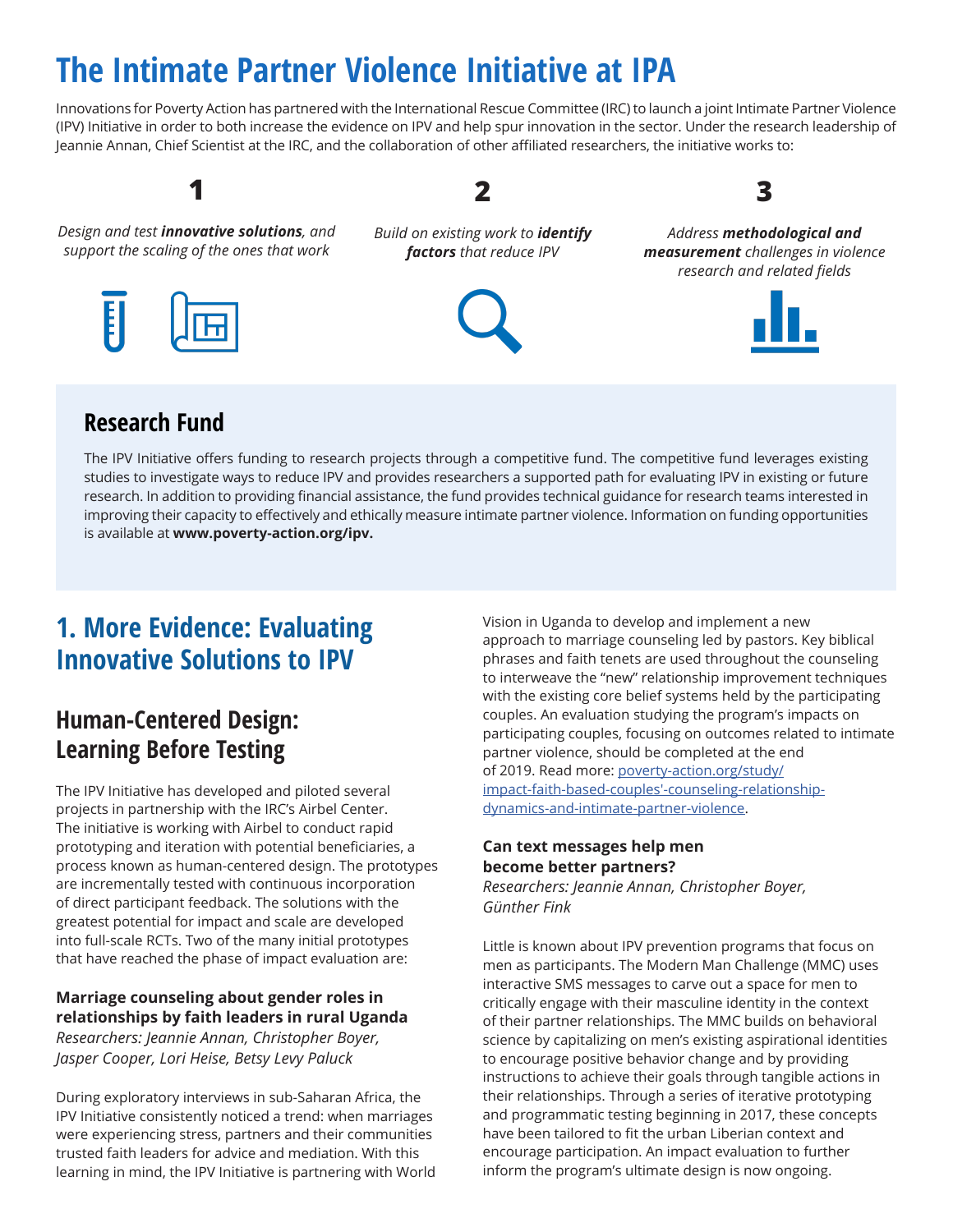# The Intimate Partner Violence Initiative at IPA

Innovations for Poverty Action has partnered with the International Rescue Committee (IRC) to launch a joint Intimate Partner Violence (IPV) Initiative in order to both increase the evidence on IPV and help spur innovation in the sector. Under the research leadership of Jeannie Annan, Chief Scientist at the IRC, and the collaboration of other affiliated researchers, the initiative works to:

**1**

*Design and test* ***innovative solutions****, and support the scaling of the ones that work*

**2**

*Build on existing work to* ***identify factors*** *that reduce IPV*

**3**

*Address* ***methodological and measurement*** *challenges in violence research and related fields*

## Research Fund

The IPV Initiative offers funding to research projects through a competitive fund. The competitive fund leverages existing studies to investigate ways to reduce IPV and provides researchers a supported path for evaluating IPV in existing or future research. In addition to providing financial assistance, the fund provides technical guidance for research teams interested in improving their capacity to effectively and ethically measure intimate partner violence. Information on funding opportunities is available at **www.poverty-action.org/ipv.**

## 1. More Evidence: Evaluating Innovative Solutions to IPV

### Human-Centered Design: Learning Before Testing

The IPV Initiative has developed and piloted several projects in partnership with the IRC's Airbel Center. The initiative is working with Airbel to conduct rapid prototyping and iteration with potential beneficiaries, a process known as human-centered design. The prototypes are incrementally tested with continuous incorporation of direct participant feedback. The solutions with the greatest potential for impact and scale are developed into full-scale RCTs. Two of the many initial prototypes that have reached the phase of impact evaluation are:

**Marriage counseling about gender roles in relationships by faith leaders in rural Uganda**
*Researchers: Jeannie Annan, Christopher Boyer, Jasper Cooper, Lori Heise, Betsy Levy Paluck*

During exploratory interviews in sub-Saharan Africa, the IPV Initiative consistently noticed a trend: when marriages were experiencing stress, partners and their communities trusted faith leaders for advice and mediation. With this learning in mind, the IPV Initiative is partnering with World Vision in Uganda to develop and implement a new approach to marriage counseling led by pastors. Key biblical phrases and faith tenets are used throughout the counseling to interweave the "new" relationship improvement techniques with the existing core belief systems held by the participating couples. An evaluation studying the program's impacts on participating couples, focusing on outcomes related to intimate partner violence, should be completed at the end of 2019. Read more: [poverty-action.org/study/impact-faith-based-couples'-counseling-relationship-dynamics-and-intimate-partner-violence](poverty-action.org/study/impact-faith-based-couples'-counseling-relationship-dynamics-and-intimate-partner-violence).

**Can text messages help men become better partners?**
*Researchers: Jeannie Annan, Christopher Boyer, Günther Fink*

Little is known about IPV prevention programs that focus on men as participants. The Modern Man Challenge (MMC) uses interactive SMS messages to carve out a space for men to critically engage with their masculine identity in the context of their partner relationships. The MMC builds on behavioral science by capitalizing on men's existing aspirational identities to encourage positive behavior change and by providing instructions to achieve their goals through tangible actions in their relationships. Through a series of iterative prototyping and programmatic testing beginning in 2017, these concepts have been tailored to fit the urban Liberian context and encourage participation. An impact evaluation to further inform the program's ultimate design is now ongoing.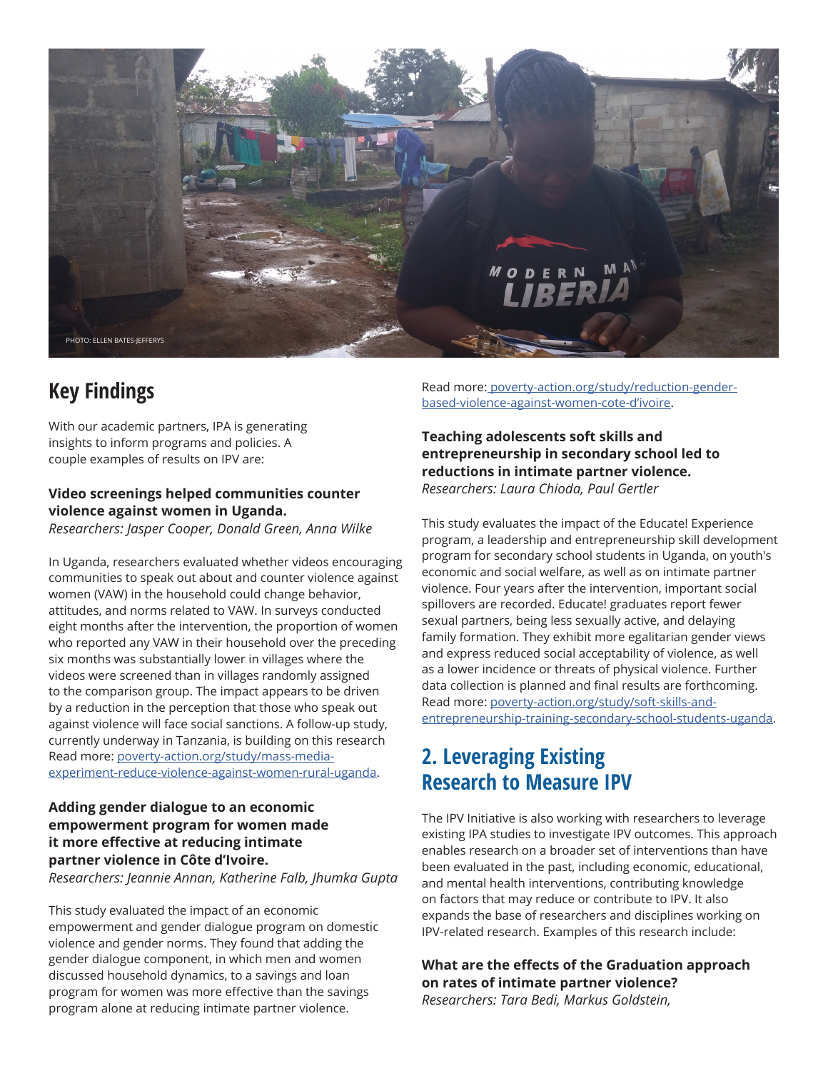PHOTO: ELLEN BATES-JEFFERYS

## Key Findings

With our academic partners, IPA is generating insights to inform programs and policies. A couple examples of results on IPV are:

**Video screenings helped communities counter violence against women in Uganda.**
*Researchers: Jasper Cooper, Donald Green, Anna Wilke*

In Uganda, researchers evaluated whether videos encouraging communities to speak out about and counter violence against women (VAW) in the household could change behavior, attitudes, and norms related to VAW. In surveys conducted eight months after the intervention, the proportion of women who reported any VAW in their household over the preceding six months was substantially lower in villages where the videos were screened than in villages randomly assigned to the comparison group. The impact appears to be driven by a reduction in the perception that those who speak out against violence will face social sanctions. A follow-up study, currently underway in Tanzania, is building on this research Read more: [poverty-action.org/study/mass-media-experiment-reduce-violence-against-women-rural-uganda](poverty-action.org/study/mass-media-experiment-reduce-violence-against-women-rural-uganda).

**Adding gender dialogue to an economic empowerment program for women made it more effective at reducing intimate partner violence in Côte d'Ivoire.**
*Researchers: Jeannie Annan, Katherine Falb, Jhumka Gupta*

This study evaluated the impact of an economic empowerment and gender dialogue program on domestic violence and gender norms. They found that adding the gender dialogue component, in which men and women discussed household dynamics, to a savings and loan program for women was more effective than the savings program alone at reducing intimate partner violence.

Read more: [poverty-action.org/study/reduction-gender-based-violence-against-women-cote-d'ivoire](poverty-action.org/study/reduction-gender-based-violence-against-women-cote-d'ivoire).

**Teaching adolescents soft skills and entrepreneurship in secondary school led to reductions in intimate partner violence.**
*Researchers: Laura Chioda, Paul Gertler*

This study evaluates the impact of the Educate! Experience program, a leadership and entrepreneurship skill development program for secondary school students in Uganda, on youth's economic and social welfare, as well as on intimate partner violence. Four years after the intervention, important social spillovers are recorded. Educate! graduates report fewer sexual partners, being less sexually active, and delaying family formation. They exhibit more egalitarian gender views and express reduced social acceptability of violence, as well as a lower incidence or threats of physical violence. Further data collection is planned and final results are forthcoming. Read more: [poverty-action.org/study/soft-skills-and-entrepreneurship-training-secondary-school-students-uganda](poverty-action.org/study/soft-skills-and-entrepreneurship-training-secondary-school-students-uganda).

## 2. Leveraging Existing Research to Measure IPV

The IPV Initiative is also working with researchers to leverage existing IPA studies to investigate IPV outcomes. This approach enables research on a broader set of interventions than have been evaluated in the past, including economic, educational, and mental health interventions, contributing knowledge on factors that may reduce or contribute to IPV. It also expands the base of researchers and disciplines working on IPV-related research. Examples of this research include:

**What are the effects of the Graduation approach on rates of intimate partner violence?**
*Researchers: Tara Bedi, Markus Goldstein,*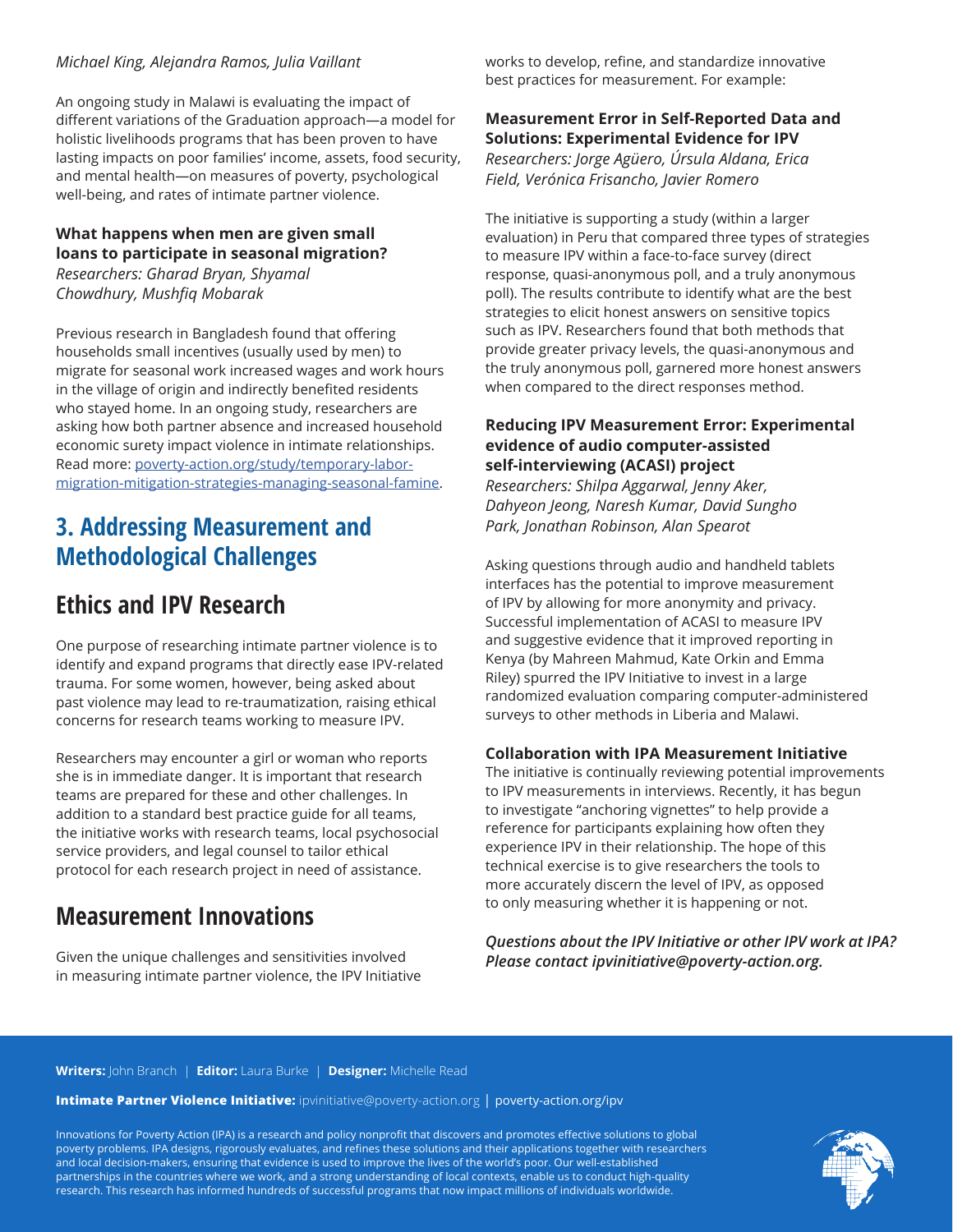*Michael King, Alejandra Ramos, Julia Vaillant*

An ongoing study in Malawi is evaluating the impact of different variations of the Graduation approach—a model for holistic livelihoods programs that has been proven to have lasting impacts on poor families' income, assets, food security, and mental health—on measures of poverty, psychological well-being, and rates of intimate partner violence.

**What happens when men are given small loans to participate in seasonal migration?**
*Researchers: Gharad Bryan, Shyamal Chowdhury, Mushfiq Mobarak*

Previous research in Bangladesh found that offering households small incentives (usually used by men) to migrate for seasonal work increased wages and work hours in the village of origin and indirectly benefited residents who stayed home. In an ongoing study, researchers are asking how both partner absence and increased household economic surety impact violence in intimate relationships. Read more: poverty-action.org/study/temporary-labor-migration-mitigation-strategies-managing-seasonal-famine.

## 3. Addressing Measurement and Methodological Challenges

### Ethics and IPV Research

One purpose of researching intimate partner violence is to identify and expand programs that directly ease IPV-related trauma. For some women, however, being asked about past violence may lead to re-traumatization, raising ethical concerns for research teams working to measure IPV.

Researchers may encounter a girl or woman who reports she is in immediate danger. It is important that research teams are prepared for these and other challenges. In addition to a standard best practice guide for all teams, the initiative works with research teams, local psychosocial service providers, and legal counsel to tailor ethical protocol for each research project in need of assistance.

### Measurement Innovations

Given the unique challenges and sensitivities involved in measuring intimate partner violence, the IPV Initiative works to develop, refine, and standardize innovative best practices for measurement. For example:

**Measurement Error in Self-Reported Data and Solutions: Experimental Evidence for IPV**
*Researchers: Jorge Agüero, Úrsula Aldana, Erica Field, Verónica Frisancho, Javier Romero*

The initiative is supporting a study (within a larger evaluation) in Peru that compared three types of strategies to measure IPV within a face-to-face survey (direct response, quasi-anonymous poll, and a truly anonymous poll). The results contribute to identify what are the best strategies to elicit honest answers on sensitive topics such as IPV. Researchers found that both methods that provide greater privacy levels, the quasi-anonymous and the truly anonymous poll, garnered more honest answers when compared to the direct responses method.

**Reducing IPV Measurement Error: Experimental evidence of audio computer-assisted self-interviewing (ACASI) project**
*Researchers: Shilpa Aggarwal, Jenny Aker, Dahyeon Jeong, Naresh Kumar, David Sungho Park, Jonathan Robinson, Alan Spearot*

Asking questions through audio and handheld tablets interfaces has the potential to improve measurement of IPV by allowing for more anonymity and privacy. Successful implementation of ACASI to measure IPV and suggestive evidence that it improved reporting in Kenya (by Mahreen Mahmud, Kate Orkin and Emma Riley) spurred the IPV Initiative to invest in a large randomized evaluation comparing computer-administered surveys to other methods in Liberia and Malawi.

**Collaboration with IPA Measurement Initiative**
The initiative is continually reviewing potential improvements to IPV measurements in interviews. Recently, it has begun to investigate "anchoring vignettes" to help provide a reference for participants explaining how often they experience IPV in their relationship. The hope of this technical exercise is to give researchers the tools to more accurately discern the level of IPV, as opposed to only measuring whether it is happening or not.

***Questions about the IPV Initiative or other IPV work at IPA? Please contact ipvinitiative@poverty-action.org.***

**Writers:** John Branch | **Editor:** Laura Burke | **Designer:** Michelle Read

**Intimate Partner Violence Initiative:** ipvinitiative@poverty-action.org | poverty-action.org/ipv

Innovations for Poverty Action (IPA) is a research and policy nonprofit that discovers and promotes effective solutions to global poverty problems. IPA designs, rigorously evaluates, and refines these solutions and their applications together with researchers and local decision-makers, ensuring that evidence is used to improve the lives of the world's poor. Our well-established partnerships in the countries where we work, and a strong understanding of local contexts, enable us to conduct high-quality research. This research has informed hundreds of successful programs that now impact millions of individuals worldwide.